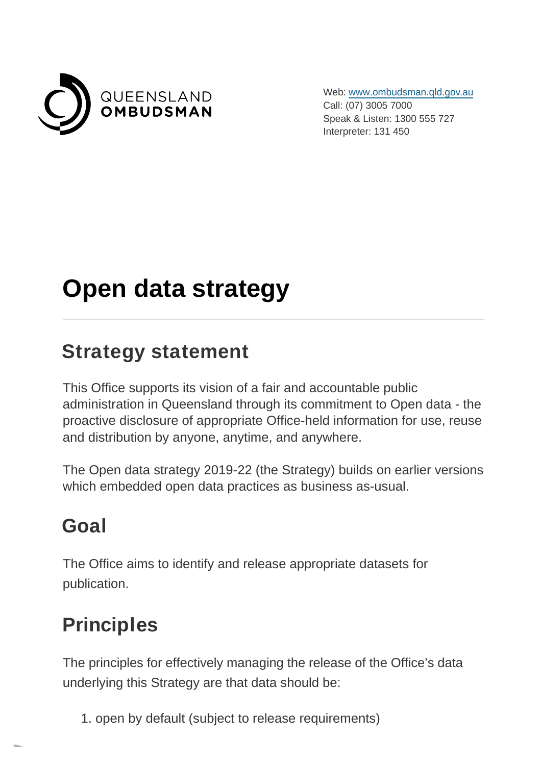QUEENSLAND
**OMBUDSMAN**

Web: www.ombudsman.qld.gov.au
Call: (07) 3005 7000
Speak & Listen: 1300 555 727
Interpreter: 131 450

# Open data strategy

## Strategy statement

This Office supports its vision of a fair and accountable public administration in Queensland through its commitment to Open data - the proactive disclosure of appropriate Office-held information for use, reuse and distribution by anyone, anytime, and anywhere.

The Open data strategy 2019-22 (the Strategy) builds on earlier versions which embedded open data practices as business as-usual.

## Goal

The Office aims to identify and release appropriate datasets for publication.

## Principles

The principles for effectively managing the release of the Office's data underlying this Strategy are that data should be:

1. open by default (subject to release requirements)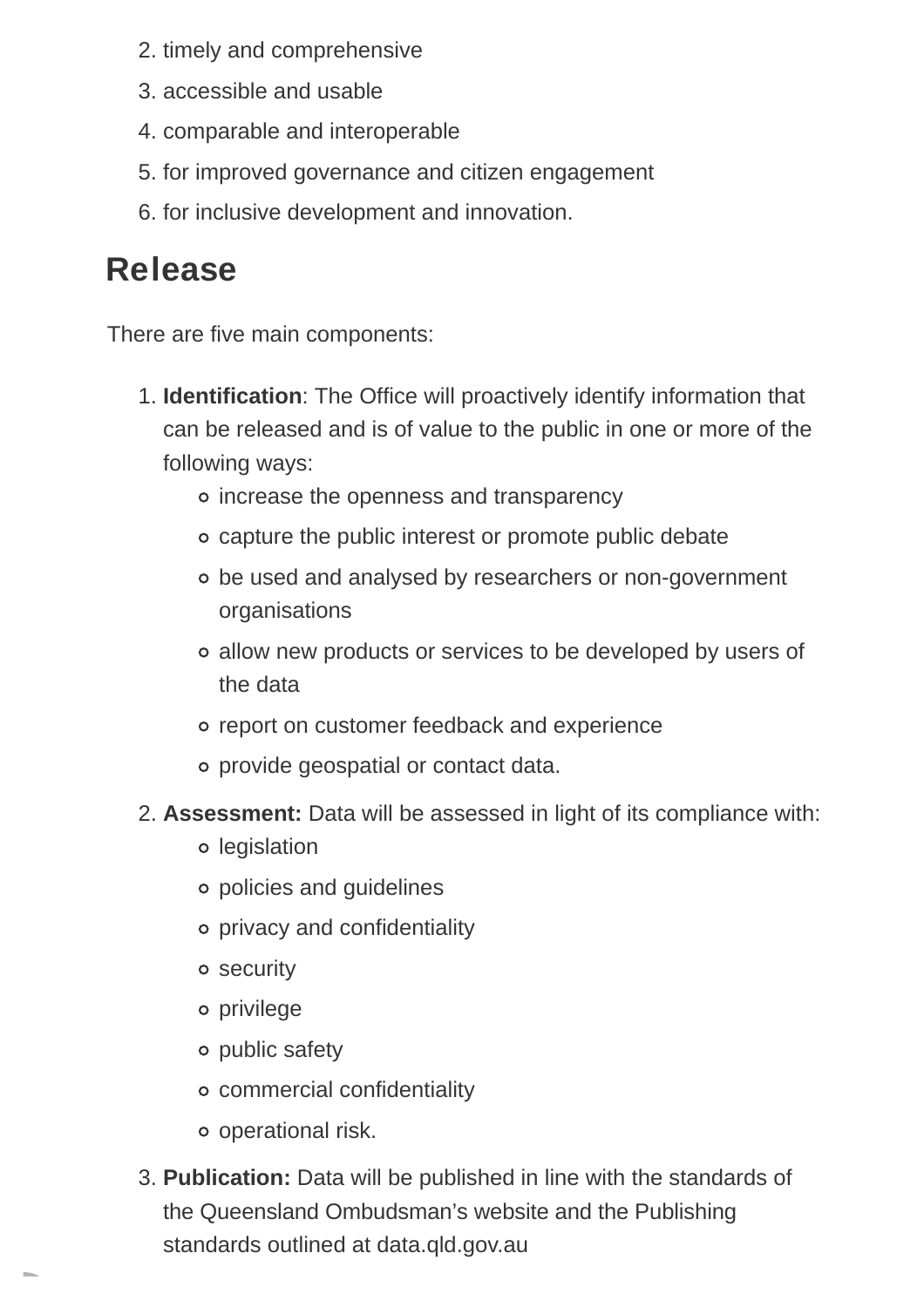2. timely and comprehensive
3. accessible and usable
4. comparable and interoperable
5. for improved governance and citizen engagement
6. for inclusive development and innovation.

## Release

There are five main components:

1. **Identification**: The Office will proactively identify information that can be released and is of value to the public in one or more of the following ways:
    - increase the openness and transparency
    - capture the public interest or promote public debate
    - be used and analysed by researchers or non-government organisations
    - allow new products or services to be developed by users of the data
    - report on customer feedback and experience
    - provide geospatial or contact data.
2. **Assessment:** Data will be assessed in light of its compliance with:
    - legislation
    - policies and guidelines
    - privacy and confidentiality
    - security
    - privilege
    - public safety
    - commercial confidentiality
    - operational risk.
3. **Publication:** Data will be published in line with the standards of the Queensland Ombudsman's website and the Publishing standards outlined at data.qld.gov.au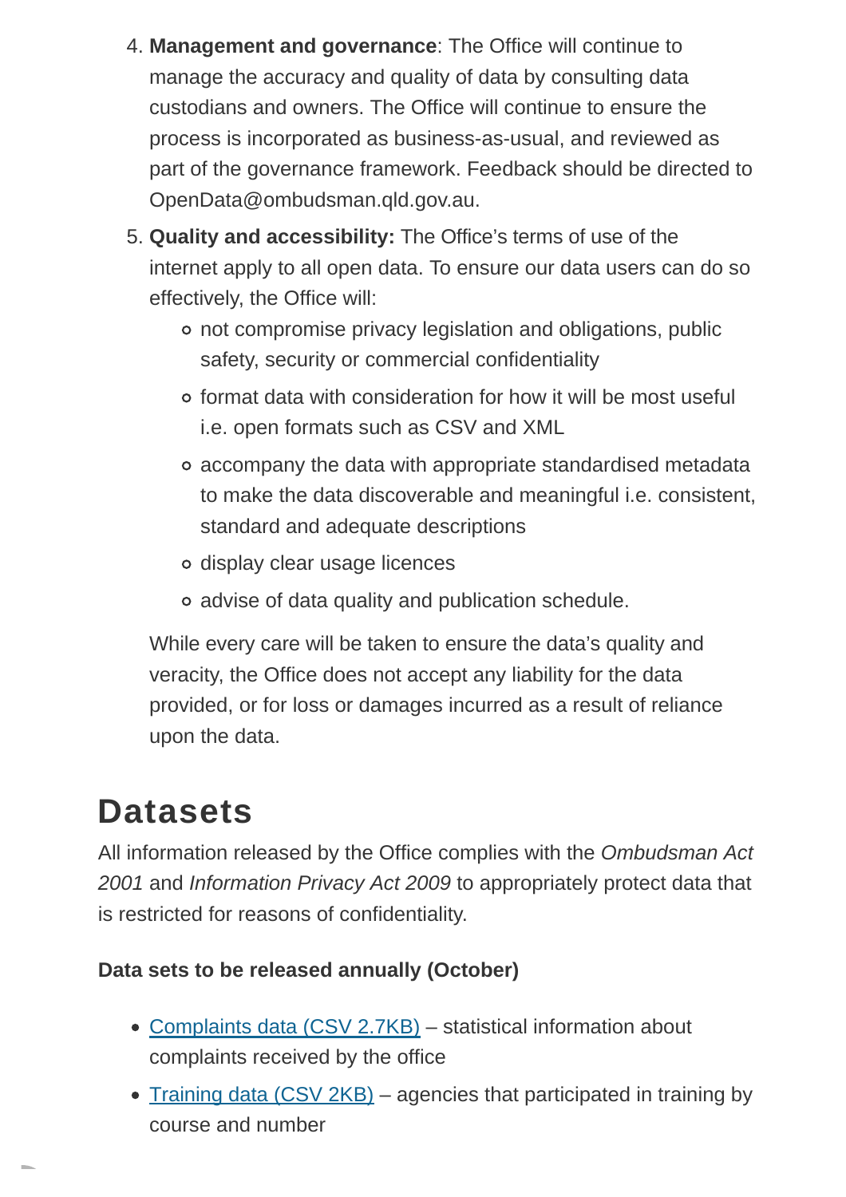4. **Management and governance**: The Office will continue to manage the accuracy and quality of data by consulting data custodians and owners. The Office will continue to ensure the process is incorporated as business-as-usual, and reviewed as part of the governance framework. Feedback should be directed to OpenData@ombudsman.qld.gov.au.
5. **Quality and accessibility:** The Office's terms of use of the internet apply to all open data. To ensure our data users can do so effectively, the Office will:
   - not compromise privacy legislation and obligations, public safety, security or commercial confidentiality
   - format data with consideration for how it will be most useful i.e. open formats such as CSV and XML
   - accompany the data with appropriate standardised metadata to make the data discoverable and meaningful i.e. consistent, standard and adequate descriptions
   - display clear usage licences
   - advise of data quality and publication schedule.

   While every care will be taken to ensure the data's quality and veracity, the Office does not accept any liability for the data provided, or for loss or damages incurred as a result of reliance upon the data.

## Datasets

All information released by the Office complies with the *Ombudsman Act 2001* and *Information Privacy Act 2009* to appropriately protect data that is restricted for reasons of confidentiality.

**Data sets to be released annually (October)**

- Complaints data (CSV 2.7KB) – statistical information about complaints received by the office
- Training data (CSV 2KB) – agencies that participated in training by course and number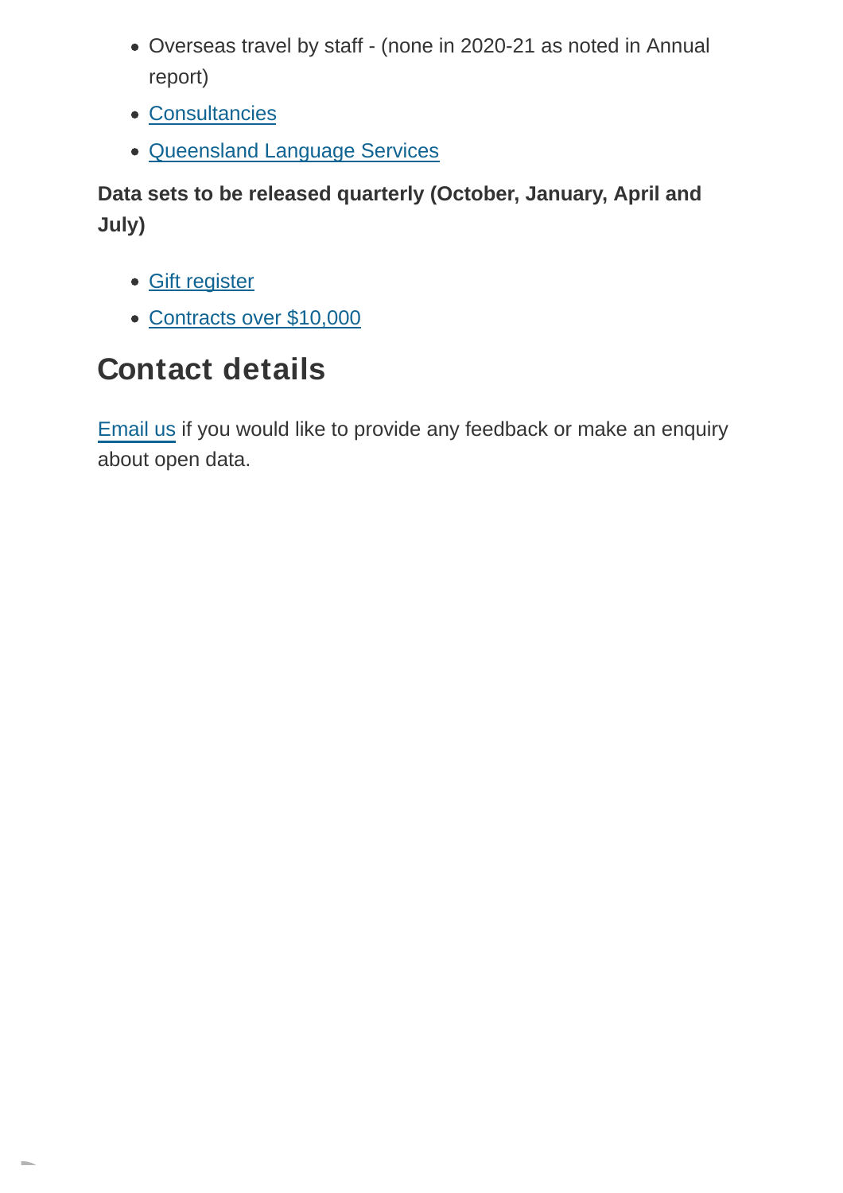- Overseas travel by staff - (none in 2020-21 as noted in Annual report)
- Consultancies
- Queensland Language Services

**Data sets to be released quarterly (October, January, April and July)**

- Gift register
- Contracts over $10,000

## Contact details

Email us if you would like to provide any feedback or make an enquiry about open data.